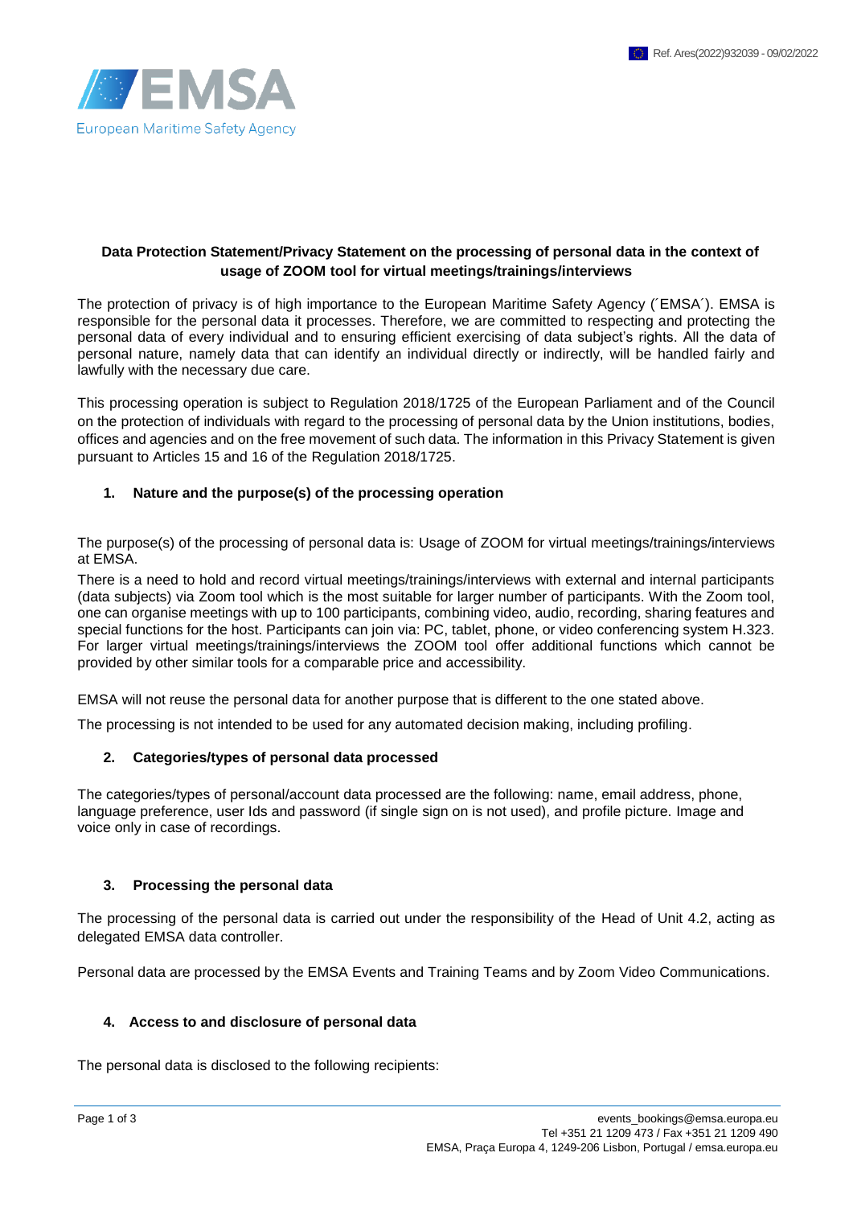**Data Protection Statement/Privacy Statement on the processing of personal data in the context of usage of ZOOM tool for virtual meetings/trainings/interviews**

The protection of privacy is of high importance to the European Maritime Safety Agency (´EMSA´). EMSA is responsible for the personal data it processes. Therefore, we are committed to respecting and protecting the personal data of every individual and to ensuring efficient exercising of data subject's rights. All the data of personal nature, namely data that can identify an individual directly or indirectly, will be handled fairly and lawfully with the necessary due care.

This processing operation is subject to Regulation 2018/1725 of the European Parliament and of the Council on the protection of individuals with regard to the processing of personal data by the Union institutions, bodies, offices and agencies and on the free movement of such data. The information in this Privacy Statement is given pursuant to Articles 15 and 16 of the Regulation 2018/1725.

## 1. Nature and the purpose(s) of the processing operation

The purpose(s) of the processing of personal data is: Usage of ZOOM for virtual meetings/trainings/interviews at EMSA.

There is a need to hold and record virtual meetings/trainings/interviews with external and internal participants (data subjects) via Zoom tool which is the most suitable for larger number of participants. With the Zoom tool, one can organise meetings with up to 100 participants, combining video, audio, recording, sharing features and special functions for the host. Participants can join via: PC, tablet, phone, or video conferencing system H.323. For larger virtual meetings/trainings/interviews the ZOOM tool offer additional functions which cannot be provided by other similar tools for a comparable price and accessibility.

EMSA will not reuse the personal data for another purpose that is different to the one stated above.

The processing is not intended to be used for any automated decision making, including profiling.

## 2. Categories/types of personal data processed

The categories/types of personal/account data processed are the following: name, email address, phone, language preference, user Ids and password (if single sign on is not used), and profile picture. Image and voice only in case of recordings.

## 3. Processing the personal data

The processing of the personal data is carried out under the responsibility of the Head of Unit 4.2, acting as delegated EMSA data controller.

Personal data are processed by the EMSA Events and Training Teams and by Zoom Video Communications.

## 4. Access to and disclosure of personal data

The personal data is disclosed to the following recipients: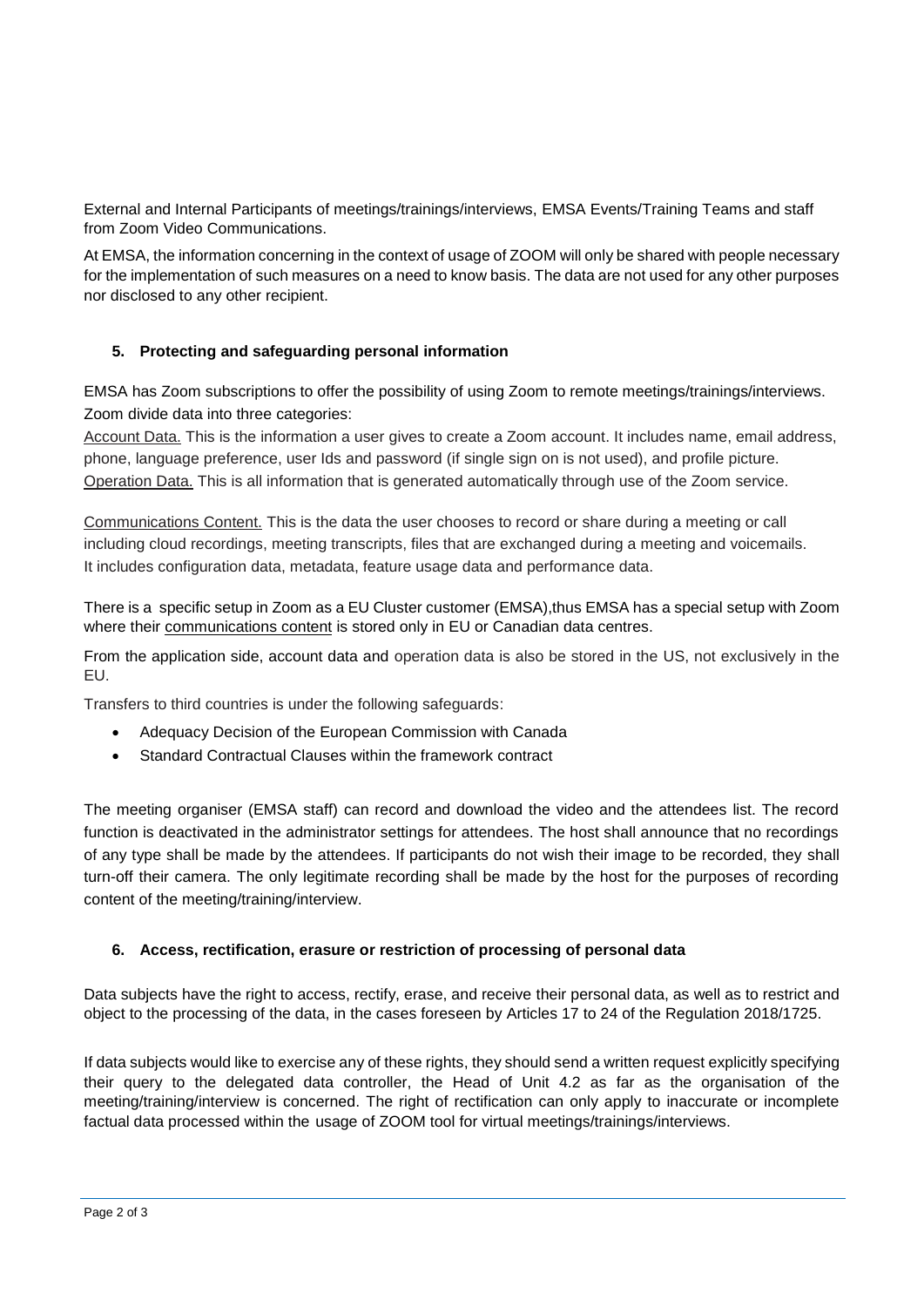External and Internal Participants of meetings/trainings/interviews, EMSA Events/Training Teams and staff from Zoom Video Communications.

At EMSA, the information concerning in the context of usage of ZOOM will only be shared with people necessary for the implementation of such measures on a need to know basis. The data are not used for any other purposes nor disclosed to any other recipient.

## 5. Protecting and safeguarding personal information

EMSA has Zoom subscriptions to offer the possibility of using Zoom to remote meetings/trainings/interviews. Zoom divide data into three categories:

Account Data. This is the information a user gives to create a Zoom account. It includes name, email address, phone, language preference, user Ids and password (if single sign on is not used), and profile picture.

Operation Data. This is all information that is generated automatically through use of the Zoom service.

Communications Content. This is the data the user chooses to record or share during a meeting or call including cloud recordings, meeting transcripts, files that are exchanged during a meeting and voicemails. It includes configuration data, metadata, feature usage data and performance data.

There is a specific setup in Zoom as a EU Cluster customer (EMSA),thus EMSA has a special setup with Zoom where their communications content is stored only in EU or Canadian data centres.

From the application side, account data and operation data is also be stored in the US, not exclusively in the EU.

Transfers to third countries is under the following safeguards:

- Adequacy Decision of the European Commission with Canada
- Standard Contractual Clauses within the framework contract

The meeting organiser (EMSA staff) can record and download the video and the attendees list. The record function is deactivated in the administrator settings for attendees. The host shall announce that no recordings of any type shall be made by the attendees. If participants do not wish their image to be recorded, they shall turn-off their camera. The only legitimate recording shall be made by the host for the purposes of recording content of the meeting/training/interview.

## 6. Access, rectification, erasure or restriction of processing of personal data

Data subjects have the right to access, rectify, erase, and receive their personal data, as well as to restrict and object to the processing of the data, in the cases foreseen by Articles 17 to 24 of the Regulation 2018/1725.

If data subjects would like to exercise any of these rights, they should send a written request explicitly specifying their query to the delegated data controller, the Head of Unit 4.2 as far as the organisation of the meeting/training/interview is concerned. The right of rectification can only apply to inaccurate or incomplete factual data processed within the usage of ZOOM tool for virtual meetings/trainings/interviews.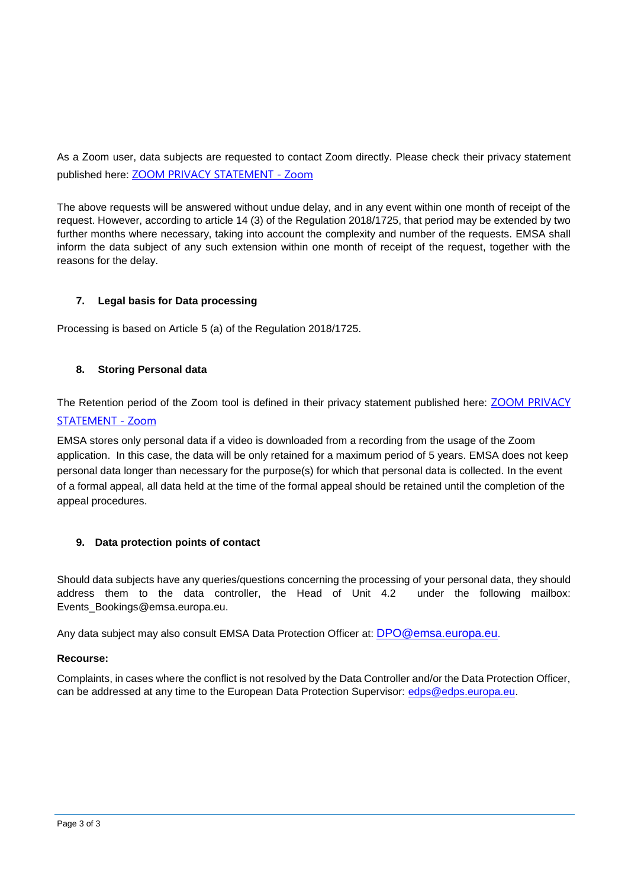As a Zoom user, data subjects are requested to contact Zoom directly. Please check their privacy statement published here: ZOOM PRIVACY STATEMENT - Zoom

The above requests will be answered without undue delay, and in any event within one month of receipt of the request. However, according to article 14 (3) of the Regulation 2018/1725, that period may be extended by two further months where necessary, taking into account the complexity and number of the requests. EMSA shall inform the data subject of any such extension within one month of receipt of the request, together with the reasons for the delay.

## 7. Legal basis for Data processing

Processing is based on Article 5 (a) of the Regulation 2018/1725.

## 8. Storing Personal data

The Retention period of the Zoom tool is defined in their privacy statement published here: ZOOM PRIVACY STATEMENT - Zoom

EMSA stores only personal data if a video is downloaded from a recording from the usage of the Zoom application. In this case, the data will be only retained for a maximum period of 5 years. EMSA does not keep personal data longer than necessary for the purpose(s) for which that personal data is collected. In the event of a formal appeal, all data held at the time of the formal appeal should be retained until the completion of the appeal procedures.

## 9. Data protection points of contact

Should data subjects have any queries/questions concerning the processing of your personal data, they should address them to the data controller, the Head of Unit 4.2 under the following mailbox: Events_Bookings@emsa.europa.eu.

Any data subject may also consult EMSA Data Protection Officer at: DPO@emsa.europa.eu.

**Recourse:**

Complaints, in cases where the conflict is not resolved by the Data Controller and/or the Data Protection Officer, can be addressed at any time to the European Data Protection Supervisor: edps@edps.europa.eu.